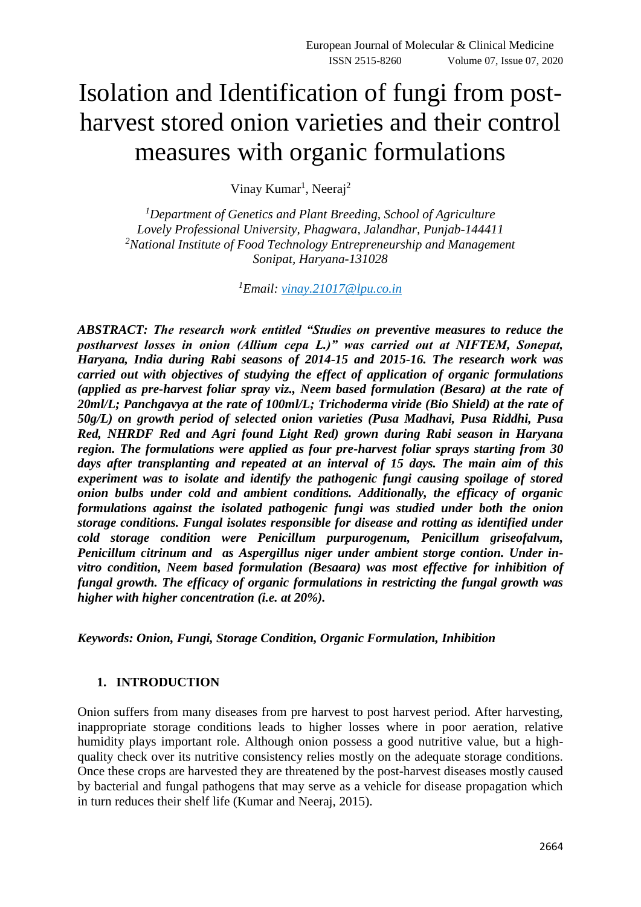# Isolation and Identification of fungi from post-harvest stored onion varieties and their control measures with organic formulations

Vinay Kumar[1], Neeraj[2]

[1]*Department of Genetics and Plant Breeding, School of Agriculture Lovely Professional University, Phagwara, Jalandhar, Punjab-144411*
[2]*National Institute of Food Technology Entrepreneurship and Management Sonipat, Haryana-131028*

[1]*Email: vinay.21017@lpu.co.in*

***ABSTRACT: The research work entitled "Studies on preventive measures to reduce the postharvest losses in onion (Allium cepa L.)" was carried out at NIFTEM, Sonepat, Haryana, India during Rabi seasons of 2014-15 and 2015-16. The research work was carried out with objectives of studying the effect of application of organic formulations (applied as pre-harvest foliar spray viz., Neem based formulation (Besara) at the rate of 20ml/L; Panchgavya at the rate of 100ml/L; Trichoderma viride (Bio Shield) at the rate of 50g/L) on growth period of selected onion varieties (Pusa Madhavi, Pusa Riddhi, Pusa Red, NHRDF Red and Agri found Light Red) grown during Rabi season in Haryana region. The formulations were applied as four pre-harvest foliar sprays starting from 30 days after transplanting and repeated at an interval of 15 days. The main aim of this experiment was to isolate and identify the pathogenic fungi causing spoilage of stored onion bulbs under cold and ambient conditions. Additionally, the efficacy of organic formulations against the isolated pathogenic fungi was studied under both the onion storage conditions. Fungal isolates responsible for disease and rotting as identified under cold storage condition were Penicillum purpurogenum, Penicillum griseofalvum, Penicillum citrinum and as Aspergillus niger under ambient storge contion. Under in-vitro condition, Neem based formulation (Besaara) was most effective for inhibition of fungal growth. The efficacy of organic formulations in restricting the fungal growth was higher with higher concentration (i.e. at 20%).***

***Keywords: Onion, Fungi, Storage Condition, Organic Formulation, Inhibition***

## 1. INTRODUCTION

Onion suffers from many diseases from pre harvest to post harvest period. After harvesting, inappropriate storage conditions leads to higher losses where in poor aeration, relative humidity plays important role. Although onion possess a good nutritive value, but a high-quality check over its nutritive consistency relies mostly on the adequate storage conditions. Once these crops are harvested they are threatened by the post-harvest diseases mostly caused by bacterial and fungal pathogens that may serve as a vehicle for disease propagation which in turn reduces their shelf life (Kumar and Neeraj, 2015).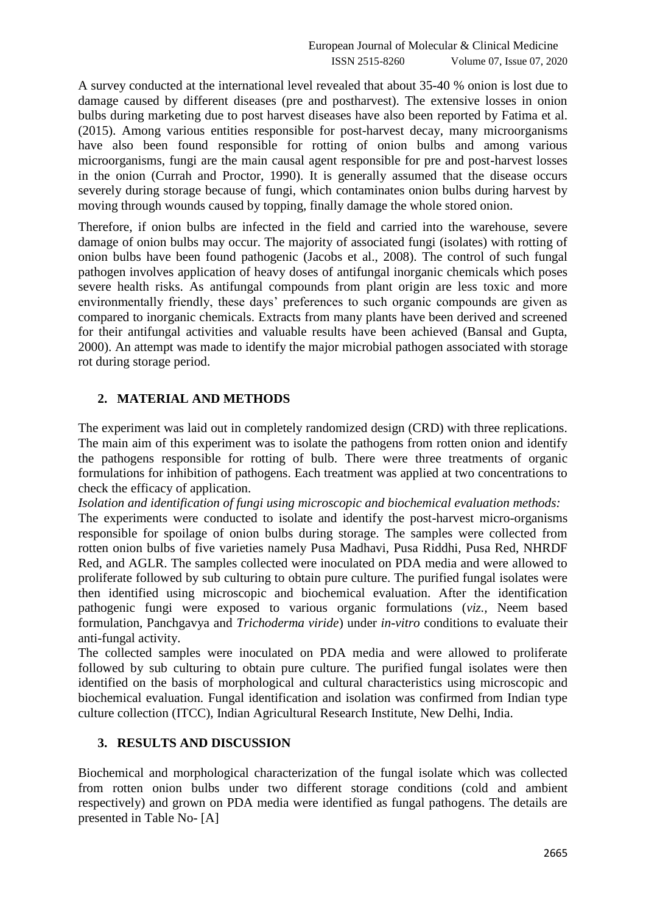A survey conducted at the international level revealed that about 35-40 % onion is lost due to damage caused by different diseases (pre and postharvest). The extensive losses in onion bulbs during marketing due to post harvest diseases have also been reported by Fatima et al. (2015). Among various entities responsible for post-harvest decay, many microorganisms have also been found responsible for rotting of onion bulbs and among various microorganisms, fungi are the main causal agent responsible for pre and post-harvest losses in the onion (Currah and Proctor, 1990). It is generally assumed that the disease occurs severely during storage because of fungi, which contaminates onion bulbs during harvest by moving through wounds caused by topping, finally damage the whole stored onion.

Therefore, if onion bulbs are infected in the field and carried into the warehouse, severe damage of onion bulbs may occur. The majority of associated fungi (isolates) with rotting of onion bulbs have been found pathogenic (Jacobs et al., 2008). The control of such fungal pathogen involves application of heavy doses of antifungal inorganic chemicals which poses severe health risks. As antifungal compounds from plant origin are less toxic and more environmentally friendly, these days' preferences to such organic compounds are given as compared to inorganic chemicals. Extracts from many plants have been derived and screened for their antifungal activities and valuable results have been achieved (Bansal and Gupta, 2000). An attempt was made to identify the major microbial pathogen associated with storage rot during storage period.

## 2. MATERIAL AND METHODS

The experiment was laid out in completely randomized design (CRD) with three replications. The main aim of this experiment was to isolate the pathogens from rotten onion and identify the pathogens responsible for rotting of bulb. There were three treatments of organic formulations for inhibition of pathogens. Each treatment was applied at two concentrations to check the efficacy of application.

*Isolation and identification of fungi using microscopic and biochemical evaluation methods:*

The experiments were conducted to isolate and identify the post-harvest micro-organisms responsible for spoilage of onion bulbs during storage. The samples were collected from rotten onion bulbs of five varieties namely Pusa Madhavi, Pusa Riddhi, Pusa Red, NHRDF Red, and AGLR. The samples collected were inoculated on PDA media and were allowed to proliferate followed by sub culturing to obtain pure culture. The purified fungal isolates were then identified using microscopic and biochemical evaluation. After the identification pathogenic fungi were exposed to various organic formulations (*viz.*, Neem based formulation, Panchgavya and *Trichoderma viride*) under *in-vitro* conditions to evaluate their anti-fungal activity.

The collected samples were inoculated on PDA media and were allowed to proliferate followed by sub culturing to obtain pure culture. The purified fungal isolates were then identified on the basis of morphological and cultural characteristics using microscopic and biochemical evaluation. Fungal identification and isolation was confirmed from Indian type culture collection (ITCC), Indian Agricultural Research Institute, New Delhi, India.

## 3. RESULTS AND DISCUSSION

Biochemical and morphological characterization of the fungal isolate which was collected from rotten onion bulbs under two different storage conditions (cold and ambient respectively) and grown on PDA media were identified as fungal pathogens. The details are presented in Table No- [A]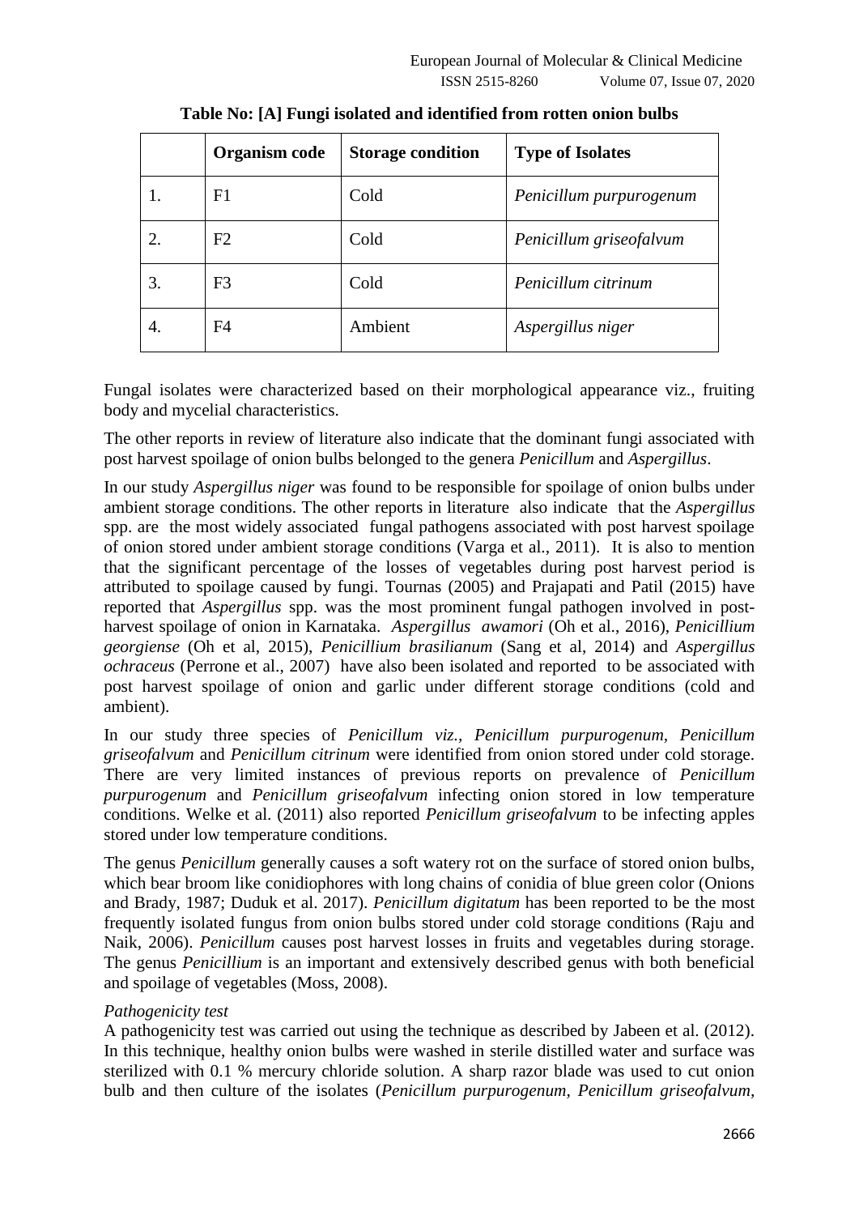**Table No: [A] Fungi isolated and identified from rotten onion bulbs**

| | Organism code | Storage condition | Type of Isolates |
|---|---|---|---|
| 1. | F1 | Cold | *Penicillum purpurogenum* |
| 2. | F2 | Cold | *Penicillum griseofalvum* |
| 3. | F3 | Cold | *Penicillum citrinum* |
| 4. | F4 | Ambient | *Aspergillus niger* |

Fungal isolates were characterized based on their morphological appearance viz., fruiting body and mycelial characteristics.

The other reports in review of literature also indicate that the dominant fungi associated with post harvest spoilage of onion bulbs belonged to the genera *Penicillum* and *Aspergillus*.

In our study *Aspergillus niger* was found to be responsible for spoilage of onion bulbs under ambient storage conditions. The other reports in literature also indicate that the *Aspergillus* spp. are the most widely associated fungal pathogens associated with post harvest spoilage of onion stored under ambient storage conditions (Varga et al., 2011). It is also to mention that the significant percentage of the losses of vegetables during post harvest period is attributed to spoilage caused by fungi. Tournas (2005) and Prajapati and Patil (2015) have reported that *Aspergillus* spp. was the most prominent fungal pathogen involved in post-harvest spoilage of onion in Karnataka. *Aspergillus awamori* (Oh et al., 2016), *Penicillium georgiense* (Oh et al, 2015), *Penicillium brasilianum* (Sang et al, 2014) and *Aspergillus ochraceus* (Perrone et al., 2007) have also been isolated and reported to be associated with post harvest spoilage of onion and garlic under different storage conditions (cold and ambient).

In our study three species of *Penicillum viz., Penicillum purpurogenum, Penicillum griseofalvum* and *Penicillum citrinum* were identified from onion stored under cold storage. There are very limited instances of previous reports on prevalence of *Penicillum purpurogenum* and *Penicillum griseofalvum* infecting onion stored in low temperature conditions. Welke et al. (2011) also reported *Penicillum griseofalvum* to be infecting apples stored under low temperature conditions.

The genus *Penicillum* generally causes a soft watery rot on the surface of stored onion bulbs, which bear broom like conidiophores with long chains of conidia of blue green color (Onions and Brady, 1987; Duduk et al. 2017). *Penicillum digitatum* has been reported to be the most frequently isolated fungus from onion bulbs stored under cold storage conditions (Raju and Naik, 2006). *Penicillum* causes post harvest losses in fruits and vegetables during storage. The genus *Penicillium* is an important and extensively described genus with both beneficial and spoilage of vegetables (Moss, 2008).

*Pathogenicity test*

A pathogenicity test was carried out using the technique as described by Jabeen et al. (2012). In this technique, healthy onion bulbs were washed in sterile distilled water and surface was sterilized with 0.1 % mercury chloride solution. A sharp razor blade was used to cut onion bulb and then culture of the isolates (*Penicillum purpurogenum, Penicillum griseofalvum,*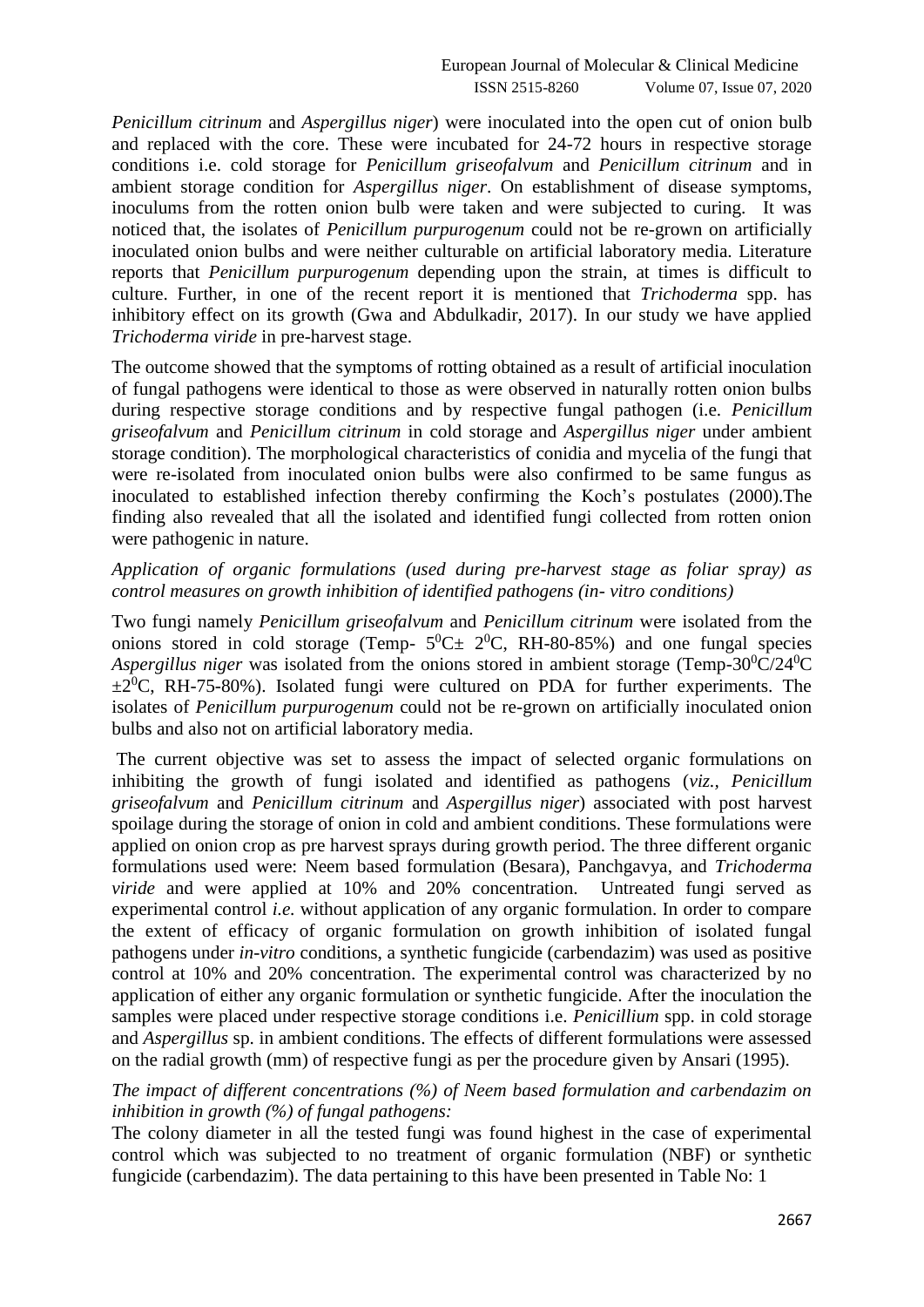*Penicillum citrinum* and *Aspergillus niger*) were inoculated into the open cut of onion bulb and replaced with the core. These were incubated for 24-72 hours in respective storage conditions i.e. cold storage for *Penicillum griseofalvum* and *Penicillum citrinum* and in ambient storage condition for *Aspergillus niger*. On establishment of disease symptoms, inoculums from the rotten onion bulb were taken and were subjected to curing. It was noticed that, the isolates of *Penicillum purpurogenum* could not be re-grown on artificially inoculated onion bulbs and were neither culturable on artificial laboratory media. Literature reports that *Penicillum purpurogenum* depending upon the strain, at times is difficult to culture. Further, in one of the recent report it is mentioned that *Trichoderma* spp. has inhibitory effect on its growth (Gwa and Abdulkadir, 2017). In our study we have applied *Trichoderma viride* in pre-harvest stage.

The outcome showed that the symptoms of rotting obtained as a result of artificial inoculation of fungal pathogens were identical to those as were observed in naturally rotten onion bulbs during respective storage conditions and by respective fungal pathogen (i.e. *Penicillum griseofalvum* and *Penicillum citrinum* in cold storage and *Aspergillus niger* under ambient storage condition). The morphological characteristics of conidia and mycelia of the fungi that were re-isolated from inoculated onion bulbs were also confirmed to be same fungus as inoculated to established infection thereby confirming the Koch's postulates (2000).The finding also revealed that all the isolated and identified fungi collected from rotten onion were pathogenic in nature.

*Application of organic formulations (used during pre-harvest stage as foliar spray) as control measures on growth inhibition of identified pathogens (in- vitro conditions)*

Two fungi namely *Penicillum griseofalvum* and *Penicillum citrinum* were isolated from the onions stored in cold storage (Temp- $5^0C\pm 2^0C$, RH-80-85%) and one fungal species *Aspergillus niger* was isolated from the onions stored in ambient storage (Temp-$30^0C/24^0C \pm 2^0C$, RH-75-80%). Isolated fungi were cultured on PDA for further experiments. The isolates of *Penicillum purpurogenum* could not be re-grown on artificially inoculated onion bulbs and also not on artificial laboratory media.

The current objective was set to assess the impact of selected organic formulations on inhibiting the growth of fungi isolated and identified as pathogens (*viz., Penicillum griseofalvum* and *Penicillum citrinum* and *Aspergillus niger*) associated with post harvest spoilage during the storage of onion in cold and ambient conditions. These formulations were applied on onion crop as pre harvest sprays during growth period. The three different organic formulations used were: Neem based formulation (Besara), Panchgavya, and *Trichoderma viride* and were applied at 10% and 20% concentration. Untreated fungi served as experimental control *i.e.* without application of any organic formulation. In order to compare the extent of efficacy of organic formulation on growth inhibition of isolated fungal pathogens under *in-vitro* conditions, a synthetic fungicide (carbendazim) was used as positive control at 10% and 20% concentration. The experimental control was characterized by no application of either any organic formulation or synthetic fungicide. After the inoculation the samples were placed under respective storage conditions i.e. *Penicillium* spp. in cold storage and *Aspergillus* sp. in ambient conditions. The effects of different formulations were assessed on the radial growth (mm) of respective fungi as per the procedure given by Ansari (1995).

*The impact of different concentrations (%) of Neem based formulation and carbendazim on inhibition in growth (%) of fungal pathogens:*

The colony diameter in all the tested fungi was found highest in the case of experimental control which was subjected to no treatment of organic formulation (NBF) or synthetic fungicide (carbendazim). The data pertaining to this have been presented in Table No: 1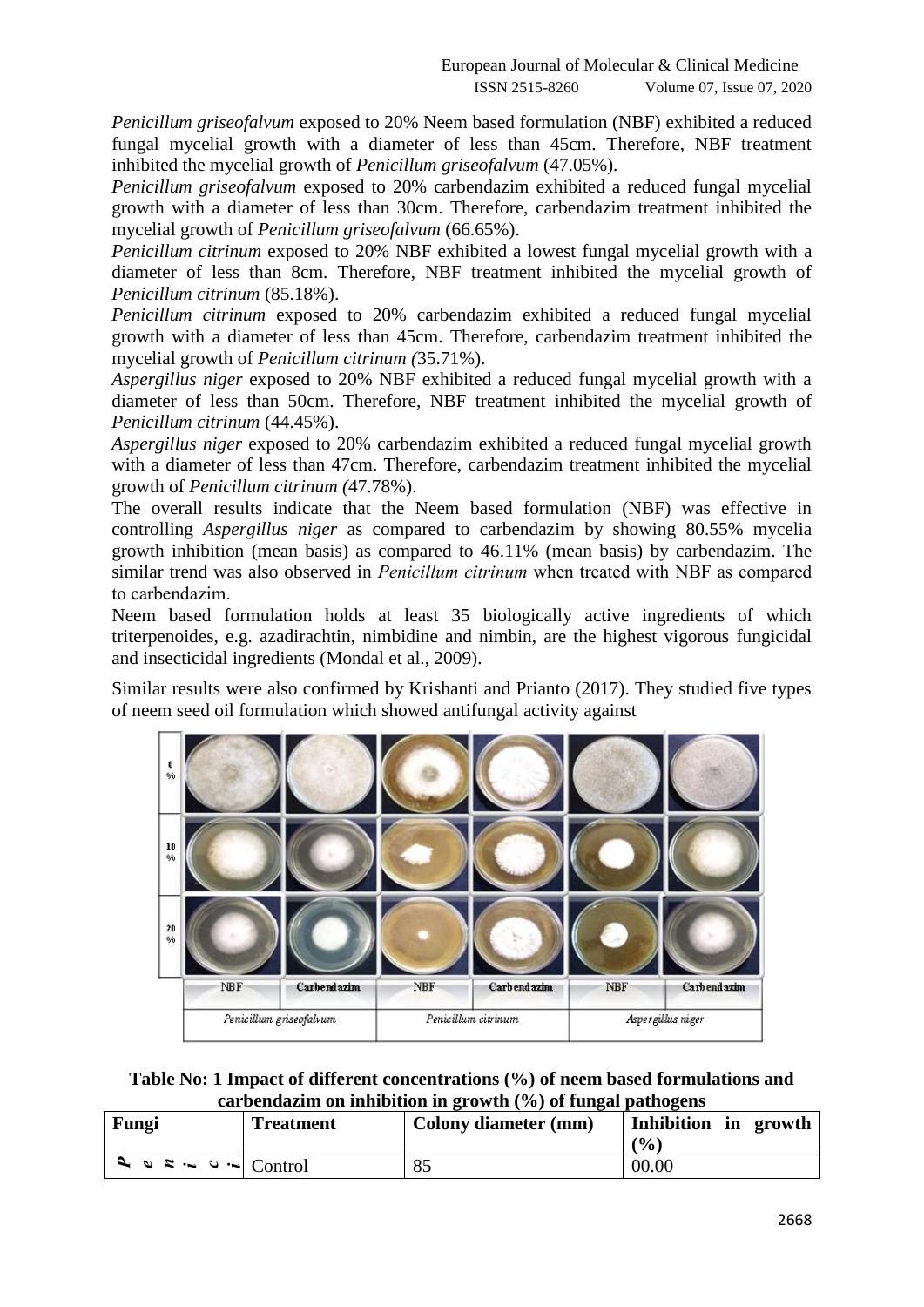*Penicillum griseofalvum* exposed to 20% Neem based formulation (NBF) exhibited a reduced fungal mycelial growth with a diameter of less than 45cm. Therefore, NBF treatment inhibited the mycelial growth of *Penicillum griseofalvum* (47.05%).

*Penicillum griseofalvum* exposed to 20% carbendazim exhibited a reduced fungal mycelial growth with a diameter of less than 30cm. Therefore, carbendazim treatment inhibited the mycelial growth of *Penicillum griseofalvum* (66.65%).

*Penicillum citrinum* exposed to 20% NBF exhibited a lowest fungal mycelial growth with a diameter of less than 8cm. Therefore, NBF treatment inhibited the mycelial growth of *Penicillum citrinum* (85.18%).

*Penicillum citrinum* exposed to 20% carbendazim exhibited a reduced fungal mycelial growth with a diameter of less than 45cm. Therefore, carbendazim treatment inhibited the mycelial growth of *Penicillum citrinum (*35.71%).

*Aspergillus niger* exposed to 20% NBF exhibited a reduced fungal mycelial growth with a diameter of less than 50cm. Therefore, NBF treatment inhibited the mycelial growth of *Penicillum citrinum* (44.45%).

*Aspergillus niger* exposed to 20% carbendazim exhibited a reduced fungal mycelial growth with a diameter of less than 47cm. Therefore, carbendazim treatment inhibited the mycelial growth of *Penicillum citrinum (*47.78%).

The overall results indicate that the Neem based formulation (NBF) was effective in controlling *Aspergillus niger* as compared to carbendazim by showing 80.55% mycelia growth inhibition (mean basis) as compared to 46.11% (mean basis) by carbendazim. The similar trend was also observed in *Penicillum citrinum* when treated with NBF as compared to carbendazim.

Neem based formulation holds at least 35 biologically active ingredients of which triterpenoides, e.g. azadirachtin, nimbidine and nimbin, are the highest vigorous fungicidal and insecticidal ingredients (Mondal et al., 2009).

Similar results were also confirmed by Krishanti and Prianto (2017). They studied five types of neem seed oil formulation which showed antifungal activity against

**Table No: 1 Impact of different concentrations (%) of neem based formulations and carbendazim on inhibition in growth (%) of fungal pathogens**

| Fungi | Treatment | Colony diameter (mm) | Inhibition in growth (%) |
|---|---|---|---|
| *Penici* | Control | 85 | 00.00 |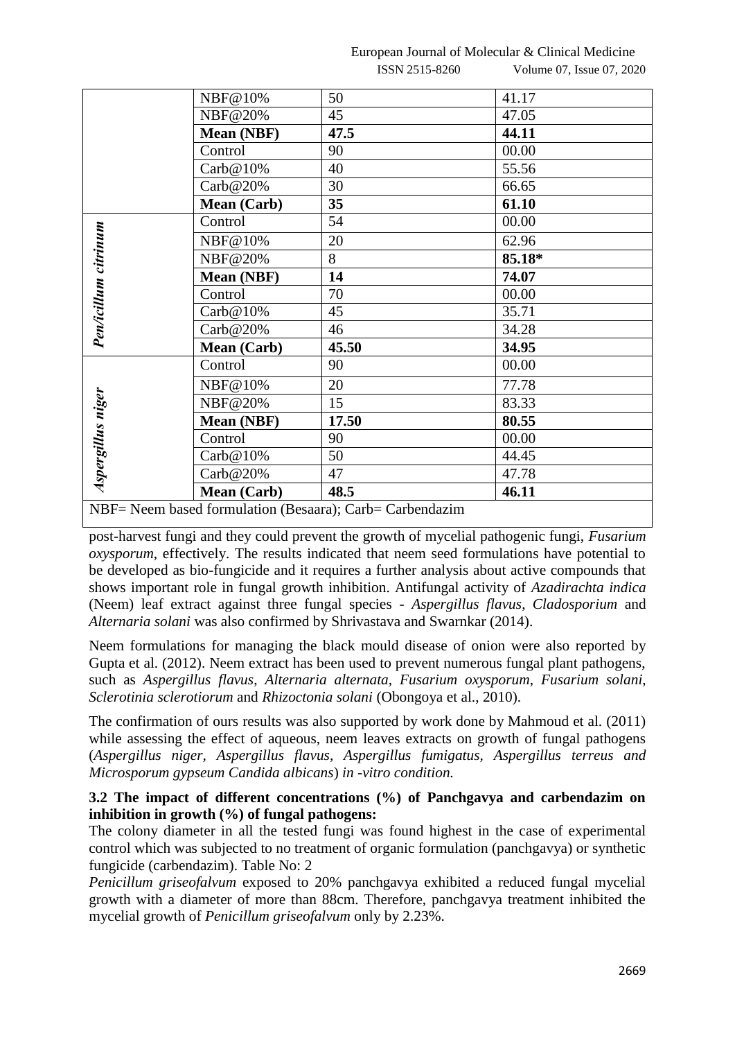| | NBF@10% | 50 | 41.17 |
|---|---|---|---|
| | NBF@20% | 45 | 47.05 |
| | **Mean (NBF)** | **47.5** | **44.11** |
| | Control | 90 | 00.00 |
| | Carb@10% | 40 | 55.56 |
| | Carb@20% | 30 | 66.65 |
| | **Mean (Carb)** | **35** | **61.10** |
| *Penicillum citrinum* | Control | 54 | 00.00 |
| | NBF@10% | 20 | 62.96 |
| | NBF@20% | 8 | **85.18*** |
| | **Mean (NBF)** | **14** | **74.07** |
| | Control | 70 | 00.00 |
| | Carb@10% | 45 | 35.71 |
| | Carb@20% | 46 | 34.28 |
| | **Mean (Carb)** | **45.50** | **34.95** |
| *Aspergillus niger* | Control | 90 | 00.00 |
| | NBF@10% | 20 | 77.78 |
| | NBF@20% | 15 | 83.33 |
| | **Mean (NBF)** | **17.50** | **80.55** |
| | Control | 90 | 00.00 |
| | Carb@10% | 50 | 44.45 |
| | Carb@20% | 47 | 47.78 |
| | **Mean (Carb)** | **48.5** | **46.11** |

NBF= Neem based formulation (Besaara); Carb= Carbendazim

post-harvest fungi and they could prevent the growth of mycelial pathogenic fungi, *Fusarium oxysporum*, effectively. The results indicated that neem seed formulations have potential to be developed as bio-fungicide and it requires a further analysis about active compounds that shows important role in fungal growth inhibition. Antifungal activity of *Azadirachta indica* (Neem) leaf extract against three fungal species - *Aspergillus flavus*, *Cladosporium* and *Alternaria solani* was also confirmed by Shrivastava and Swarnkar (2014).

Neem formulations for managing the black mould disease of onion were also reported by Gupta et al. (2012). Neem extract has been used to prevent numerous fungal plant pathogens, such as *Aspergillus flavus*, *Alternaria alternata*, *Fusarium oxysporum*, *Fusarium solani*, *Sclerotinia sclerotiorum* and *Rhizoctonia solani* (Obongoya et al., 2010).

The confirmation of ours results was also supported by work done by Mahmoud et al. (2011) while assessing the effect of aqueous, neem leaves extracts on growth of fungal pathogens (*Aspergillus niger, Aspergillus flavus, Aspergillus fumigatus, Aspergillus terreus and Microsporum gypseum Candida albicans*) *in -vitro condition.*

**3.2 The impact of different concentrations (%) of Panchgavya and carbendazim on inhibition in growth (%) of fungal pathogens:**

The colony diameter in all the tested fungi was found highest in the case of experimental control which was subjected to no treatment of organic formulation (panchgavya) or synthetic fungicide (carbendazim). Table No: 2

*Penicillum griseofalvum* exposed to 20% panchgavya exhibited a reduced fungal mycelial growth with a diameter of more than 88cm. Therefore, panchgavya treatment inhibited the mycelial growth of *Penicillum griseofalvum* only by 2.23%.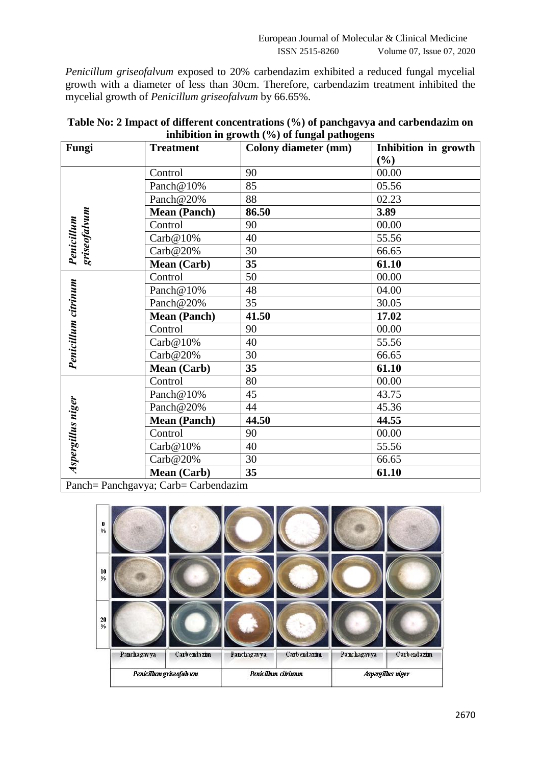*Penicillum griseofalvum* exposed to 20% carbendazim exhibited a reduced fungal mycelial growth with a diameter of less than 30cm. Therefore, carbendazim treatment inhibited the mycelial growth of *Penicillum griseofalvum* by 66.65%.

**Table No: 2 Impact of different concentrations (%) of panchgavya and carbendazim on inhibition in growth (%) of fungal pathogens**

| Fungi | Treatment | Colony diameter (mm) | Inhibition in growth (%) |
|---|---|---|---|
| *Penicillum griseofalvum* | Control | 90 | 00.00 |
| | Panch@10% | 85 | 05.56 |
| | Panch@20% | 88 | 02.23 |
| | **Mean (Panch)** | **86.50** | **3.89** |
| | Control | 90 | 00.00 |
| | Carb@10% | 40 | 55.56 |
| | Carb@20% | 30 | 66.65 |
| | **Mean (Carb)** | **35** | **61.10** |
| *Penicillum citrinum* | Control | 50 | 00.00 |
| | Panch@10% | 48 | 04.00 |
| | Panch@20% | 35 | 30.05 |
| | **Mean (Panch)** | **41.50** | **17.02** |
| | Control | 90 | 00.00 |
| | Carb@10% | 40 | 55.56 |
| | Carb@20% | 30 | 66.65 |
| | **Mean (Carb)** | **35** | **61.10** |
| *Aspergillus niger* | Control | 80 | 00.00 |
| | Panch@10% | 45 | 43.75 |
| | Panch@20% | 44 | 45.36 |
| | **Mean (Panch)** | **44.50** | **44.55** |
| | Control | 90 | 00.00 |
| | Carb@10% | 40 | 55.56 |
| | Carb@20% | 30 | 66.65 |
| | **Mean (Carb)** | **35** | **61.10** |

Panch= Panchgavya; Carb= Carbendazim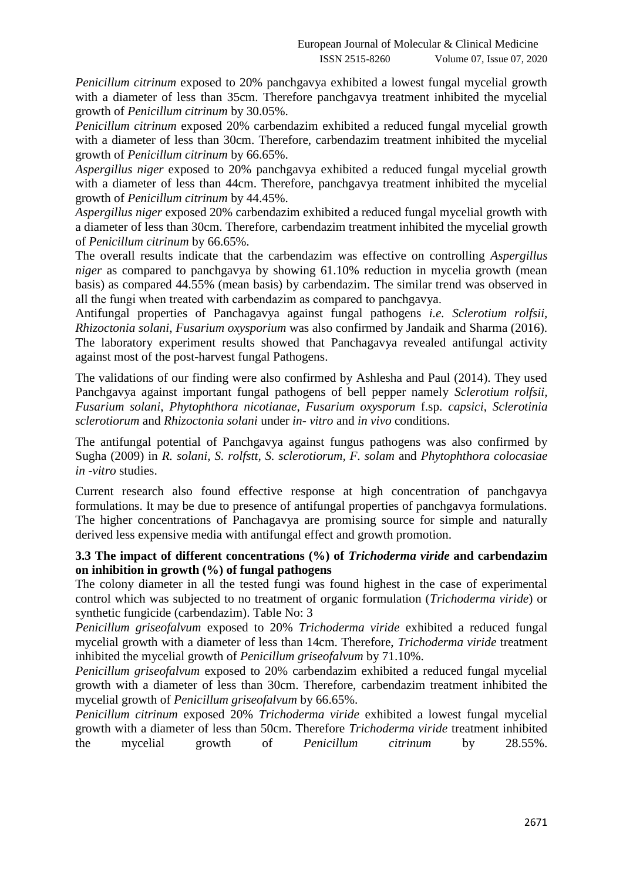*Penicillum citrinum* exposed to 20% panchgavya exhibited a lowest fungal mycelial growth with a diameter of less than 35cm. Therefore panchgavya treatment inhibited the mycelial growth of *Penicillum citrinum* by 30.05%.

*Penicillum citrinum* exposed 20% carbendazim exhibited a reduced fungal mycelial growth with a diameter of less than 30cm. Therefore, carbendazim treatment inhibited the mycelial growth of *Penicillum citrinum* by 66.65%.

*Aspergillus niger* exposed to 20% panchgavya exhibited a reduced fungal mycelial growth with a diameter of less than 44cm. Therefore, panchgavya treatment inhibited the mycelial growth of *Penicillum citrinum* by 44.45%.

*Aspergillus niger* exposed 20% carbendazim exhibited a reduced fungal mycelial growth with a diameter of less than 30cm. Therefore, carbendazim treatment inhibited the mycelial growth of *Penicillum citrinum* by 66.65%.

The overall results indicate that the carbendazim was effective on controlling *Aspergillus niger* as compared to panchgavya by showing 61.10% reduction in mycelia growth (mean basis) as compared 44.55% (mean basis) by carbendazim. The similar trend was observed in all the fungi when treated with carbendazim as compared to panchgavya.

Antifungal properties of Panchagavya against fungal pathogens *i.e. Sclerotium rolfsii, Rhizoctonia solani*, *Fusarium oxysporium* was also confirmed by Jandaik and Sharma (2016). The laboratory experiment results showed that Panchagavya revealed antifungal activity against most of the post-harvest fungal Pathogens.

The validations of our finding were also confirmed by Ashlesha and Paul (2014). They used Panchgavya against important fungal pathogens of bell pepper namely *Sclerotium rolfsii*, *Fusarium solani*, *Phytophthora nicotianae*, *Fusarium oxysporum* f.sp. *capsici*, *Sclerotinia sclerotiorum* and *Rhizoctonia solani* under *in- vitro* and *in vivo* conditions.

The antifungal potential of Panchgavya against fungus pathogens was also confirmed by Sugha (2009) in *R. solani, S. rolfstt, S. sclerotiorum*, *F. solam* and *Phytophthora colocasiae in -vitro* studies.

Current research also found effective response at high concentration of panchgavya formulations. It may be due to presence of antifungal properties of panchgavya formulations. The higher concentrations of Panchagavya are promising source for simple and naturally derived less expensive media with antifungal effect and growth promotion.

### 3.3 The impact of different concentrations (%) of *Trichoderma viride* and carbendazim on inhibition in growth (%) of fungal pathogens

The colony diameter in all the tested fungi was found highest in the case of experimental control which was subjected to no treatment of organic formulation (*Trichoderma viride*) or synthetic fungicide (carbendazim). Table No: 3

*Penicillum griseofalvum* exposed to 20% *Trichoderma viride* exhibited a reduced fungal mycelial growth with a diameter of less than 14cm. Therefore, *Trichoderma viride* treatment inhibited the mycelial growth of *Penicillum griseofalvum* by 71.10%.

*Penicillum griseofalvum* exposed to 20% carbendazim exhibited a reduced fungal mycelial growth with a diameter of less than 30cm. Therefore, carbendazim treatment inhibited the mycelial growth of *Penicillum griseofalvum* by 66.65%.

*Penicillum citrinum* exposed 20% *Trichoderma viride* exhibited a lowest fungal mycelial growth with a diameter of less than 50cm. Therefore *Trichoderma viride* treatment inhibited the mycelial growth of *Penicillum citrinum* by 28.55%.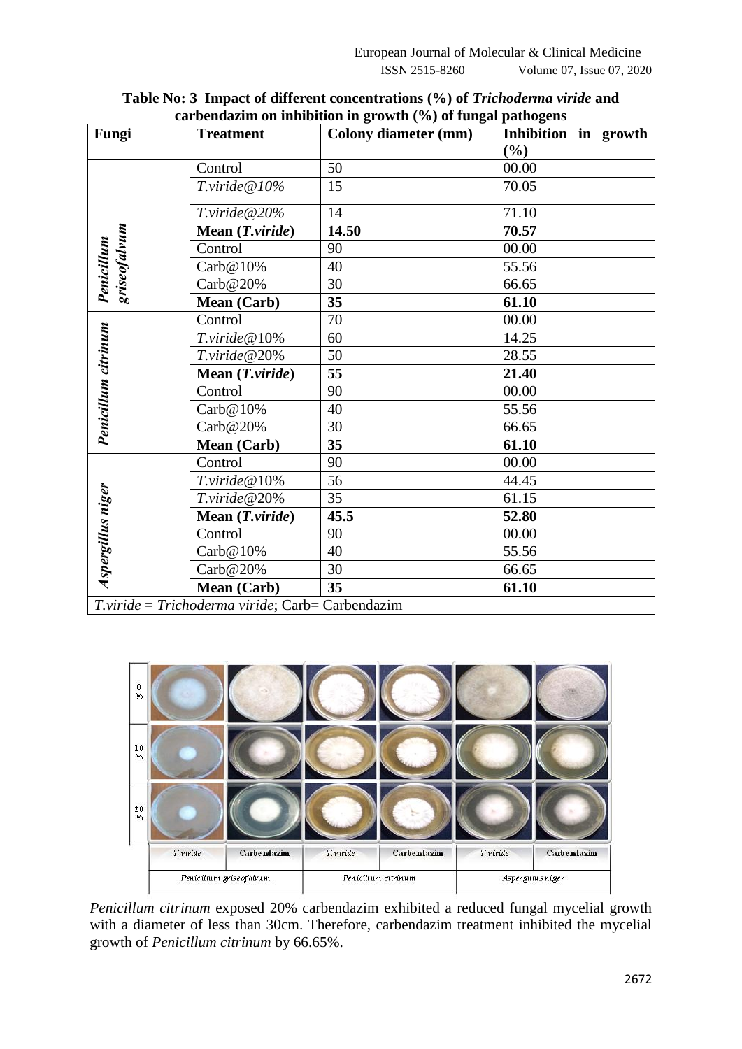**Table No: 3 Impact of different concentrations (%) of *Trichoderma viride* and carbendazim on inhibition in growth (%) of fungal pathogens**

| Fungi | Treatment | Colony diameter (mm) | Inhibition in growth (%) |
|---|---|---|---|
| *Penicillum griseofalvum* | Control | 50 | 00.00 |
| | *T.viride@10%* | 15 | 70.05 |
| | *T.viride@20%* | 14 | 71.10 |
| | **Mean (*T.viride*)** | **14.50** | **70.57** |
| | Control | 90 | 00.00 |
| | Carb@10% | 40 | 55.56 |
| | Carb@20% | 30 | 66.65 |
| | **Mean (Carb)** | **35** | **61.10** |
| *Penicillum citrinum* | Control | 70 | 00.00 |
| | *T.viride*@10% | 60 | 14.25 |
| | *T.viride*@20% | 50 | 28.55 |
| | **Mean (*T.viride*)** | **55** | **21.40** |
| | Control | 90 | 00.00 |
| | Carb@10% | 40 | 55.56 |
| | Carb@20% | 30 | 66.65 |
| | **Mean (Carb)** | **35** | **61.10** |
| *Aspergillus niger* | Control | 90 | 00.00 |
| | *T.viride*@10% | 56 | 44.45 |
| | *T.viride*@20% | 35 | 61.15 |
| | **Mean (*T.viride*)** | **45.5** | **52.80** |
| | Control | 90 | 00.00 |
| | Carb@10% | 40 | 55.56 |
| | Carb@20% | 30 | 66.65 |
| | **Mean (Carb)** | **35** | **61.10** |

*T.viride* = *Trichoderma viride*; Carb= Carbendazim

*Penicillum citrinum* exposed 20% carbendazim exhibited a reduced fungal mycelial growth with a diameter of less than 30cm. Therefore, carbendazim treatment inhibited the mycelial growth of *Penicillum citrinum* by 66.65%.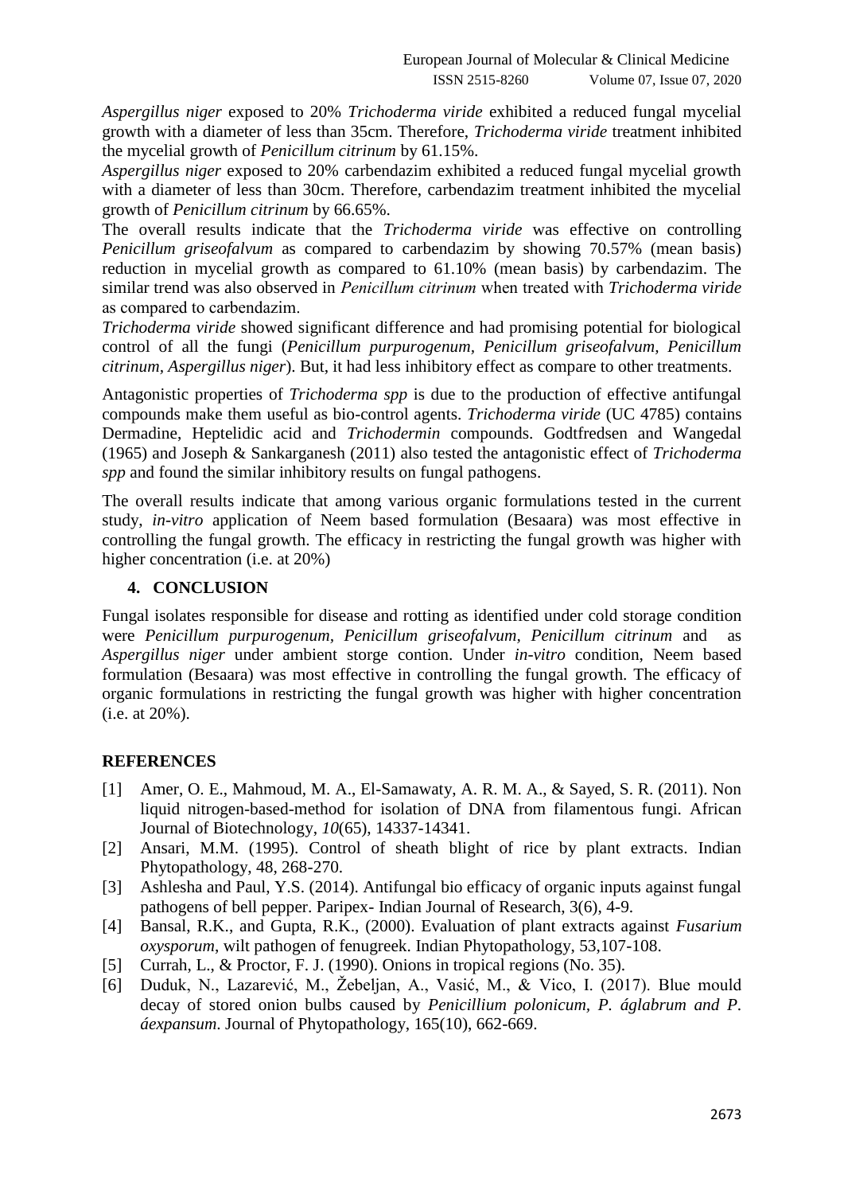*Aspergillus niger* exposed to 20% *Trichoderma viride* exhibited a reduced fungal mycelial growth with a diameter of less than 35cm. Therefore, *Trichoderma viride* treatment inhibited the mycelial growth of *Penicillum citrinum* by 61.15%.

*Aspergillus niger* exposed to 20% carbendazim exhibited a reduced fungal mycelial growth with a diameter of less than 30cm. Therefore, carbendazim treatment inhibited the mycelial growth of *Penicillum citrinum* by 66.65%.

The overall results indicate that the *Trichoderma viride* was effective on controlling *Penicillum griseofalvum* as compared to carbendazim by showing 70.57% (mean basis) reduction in mycelial growth as compared to 61.10% (mean basis) by carbendazim. The similar trend was also observed in *Penicillum citrinum* when treated with *Trichoderma viride* as compared to carbendazim.

*Trichoderma viride* showed significant difference and had promising potential for biological control of all the fungi (*Penicillum purpurogenum, Penicillum griseofalvum, Penicillum citrinum, Aspergillus niger*). But, it had less inhibitory effect as compare to other treatments.

Antagonistic properties of *Trichoderma spp* is due to the production of effective antifungal compounds make them useful as bio-control agents. *Trichoderma viride* (UC 4785) contains Dermadine, Heptelidic acid and *Trichodermin* compounds. Godtfredsen and Wangedal (1965) and Joseph & Sankarganesh (2011) also tested the antagonistic effect of *Trichoderma spp* and found the similar inhibitory results on fungal pathogens.

The overall results indicate that among various organic formulations tested in the current study, *in-vitro* application of Neem based formulation (Besaara) was most effective in controlling the fungal growth. The efficacy in restricting the fungal growth was higher with higher concentration (i.e. at 20%)

## 4. CONCLUSION

Fungal isolates responsible for disease and rotting as identified under cold storage condition were *Penicillum purpurogenum, Penicillum griseofalvum, Penicillum citrinum* and as *Aspergillus niger* under ambient storge contion. Under *in-vitro* condition, Neem based formulation (Besaara) was most effective in controlling the fungal growth. The efficacy of organic formulations in restricting the fungal growth was higher with higher concentration (i.e. at 20%).

## REFERENCES

[1] Amer, O. E., Mahmoud, M. A., El-Samawaty, A. R. M. A., & Sayed, S. R. (2011). Non liquid nitrogen-based-method for isolation of DNA from filamentous fungi. African Journal of Biotechnology, *10*(65), 14337-14341.

[2] Ansari, M.M. (1995). Control of sheath blight of rice by plant extracts. Indian Phytopathology, 48, 268-270.

[3] Ashlesha and Paul, Y.S. (2014). Antifungal bio efficacy of organic inputs against fungal pathogens of bell pepper. Paripex- Indian Journal of Research, 3(6), 4-9.

[4] Bansal, R.K., and Gupta, R.K., (2000). Evaluation of plant extracts against *Fusarium oxysporum*, wilt pathogen of fenugreek. Indian Phytopathology, 53,107-108.

[5] Currah, L., & Proctor, F. J. (1990). Onions in tropical regions (No. 35).

[6] Duduk, N., Lazarević, M., Žebeljan, A., Vasić, M., & Vico, I. (2017). Blue mould decay of stored onion bulbs caused by *Penicillium polonicum, P. áglabrum and P. áexpansum*. Journal of Phytopathology, 165(10), 662-669.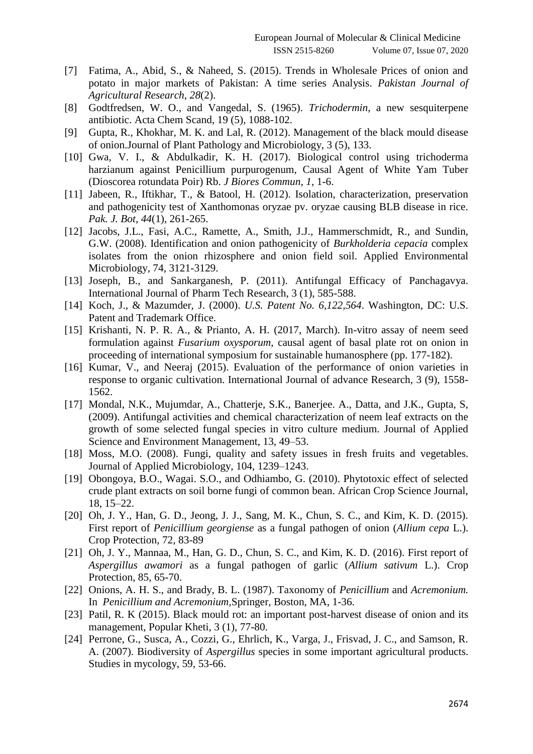[7] Fatima, A., Abid, S., & Naheed, S. (2015). Trends in Wholesale Prices of onion and potato in major markets of Pakistan: A time series Analysis. *Pakistan Journal of Agricultural Research*, *28*(2).

[8] Godtfredsen, W. O., and Vangedal, S. (1965). *Trichodermin*, a new sesquiterpene antibiotic. Acta Chem Scand, 19 (5), 1088-102.

[9] Gupta, R., Khokhar, M. K. and Lal, R. (2012). Management of the black mould disease of onion.Journal of Plant Pathology and Microbiology, 3 (5), 133.

[10] Gwa, V. I., & Abdulkadir, K. H. (2017). Biological control using trichoderma harzianum against Penicillium purpurogenum, Causal Agent of White Yam Tuber (Dioscorea rotundata Poir) Rb. *J Biores Commun*, *1*, 1-6.

[11] Jabeen, R., Iftikhar, T., & Batool, H. (2012). Isolation, characterization, preservation and pathogenicity test of Xanthomonas oryzae pv. oryzae causing BLB disease in rice. *Pak. J. Bot*, *44*(1), 261-265.

[12] Jacobs, J.L., Fasi, A.C., Ramette, A., Smith, J.J., Hammerschmidt, R., and Sundin, G.W. (2008). Identification and onion pathogenicity of *Burkholderia cepacia* complex isolates from the onion rhizosphere and onion field soil. Applied Environmental Microbiology, 74, 3121-3129.

[13] Joseph, B., and Sankarganesh, P. (2011). Antifungal Efficacy of Panchagavya. International Journal of Pharm Tech Research, 3 (1), 585-588.

[14] Koch, J., & Mazumder, J. (2000). *U.S. Patent No. 6,122,564*. Washington, DC: U.S. Patent and Trademark Office.

[15] Krishanti, N. P. R. A., & Prianto, A. H. (2017, March). In-vitro assay of neem seed formulation against *Fusarium oxysporum*, causal agent of basal plate rot on onion in proceeding of international symposium for sustainable humanosphere (pp. 177-182).

[16] Kumar, V., and Neeraj (2015). Evaluation of the performance of onion varieties in response to organic cultivation. International Journal of advance Research, 3 (9), 1558-1562.

[17] Mondal, N.K., Mujumdar, A., Chatterje, S.K., Banerjee. A., Datta, and J.K., Gupta, S, (2009). Antifungal activities and chemical characterization of neem leaf extracts on the growth of some selected fungal species in vitro culture medium. Journal of Applied Science and Environment Management, 13, 49–53.

[18] Moss, M.O. (2008). Fungi, quality and safety issues in fresh fruits and vegetables. Journal of Applied Microbiology, 104, 1239–1243.

[19] Obongoya, B.O., Wagai. S.O., and Odhiambo, G. (2010). Phytotoxic effect of selected crude plant extracts on soil borne fungi of common bean. African Crop Science Journal, 18, 15–22.

[20] Oh, J. Y., Han, G. D., Jeong, J. J., Sang, M. K., Chun, S. C., and Kim, K. D. (2015). First report of *Penicillium georgiense* as a fungal pathogen of onion (*Allium cepa* L.). Crop Protection, 72, 83-89

[21] Oh, J. Y., Mannaa, M., Han, G. D., Chun, S. C., and Kim, K. D. (2016). First report of *Aspergillus awamori* as a fungal pathogen of garlic (*Allium sativum* L.). Crop Protection, 85, 65-70.

[22] Onions, A. H. S., and Brady, B. L. (1987). Taxonomy of *Penicillium* and *Acremonium.* In *Penicillium and Acremonium*,Springer, Boston, MA, 1-36.

[23] Patil, R. K (2015). Black mould rot: an important post-harvest disease of onion and its management, Popular Kheti, 3 (1), 77-80.

[24] Perrone, G., Susca, A., Cozzi, G., Ehrlich, K., Varga, J., Frisvad, J. C., and Samson, R. A. (2007). Biodiversity of *Aspergillus* species in some important agricultural products. Studies in mycology, 59, 53-66.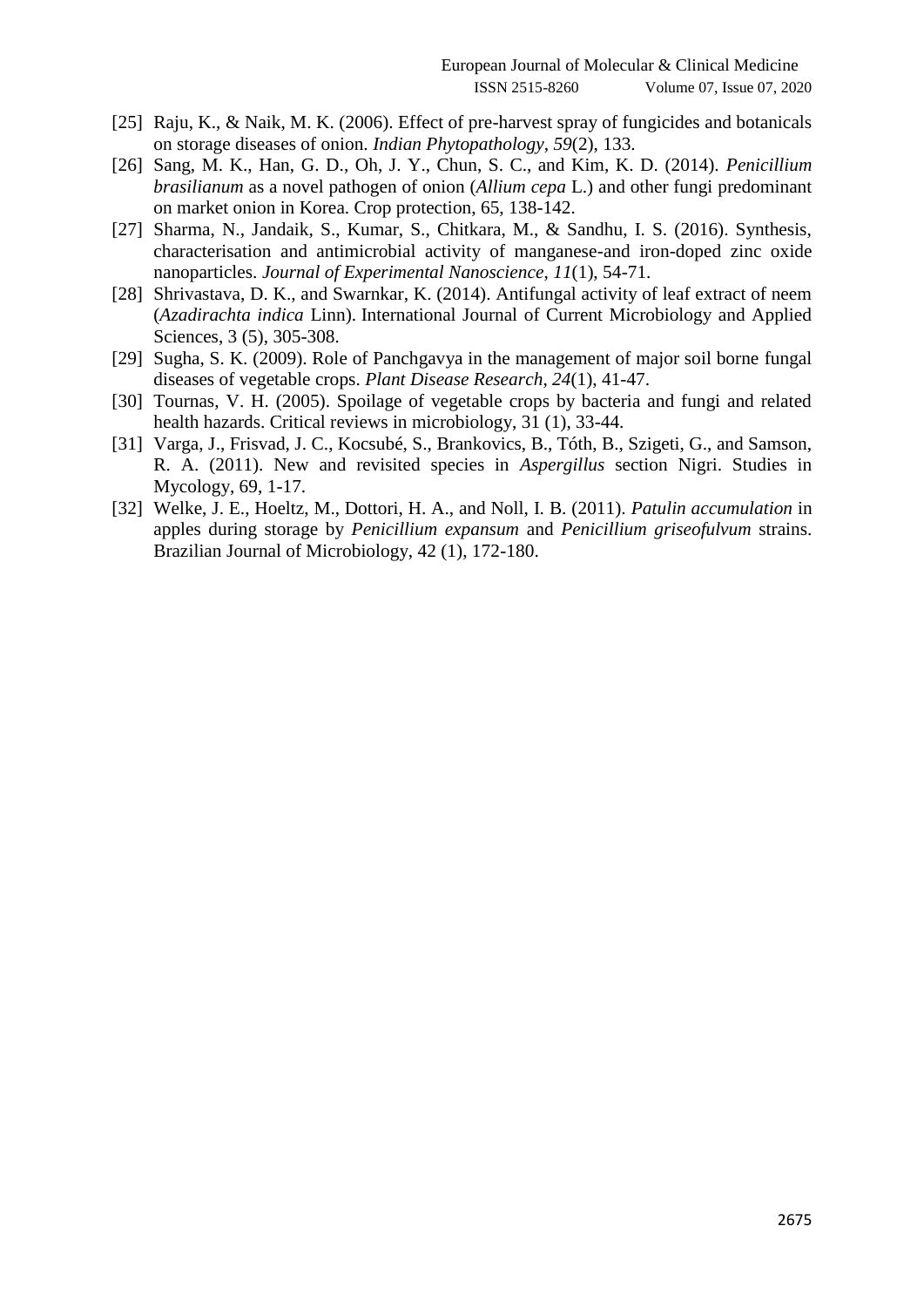[25] Raju, K., & Naik, M. K. (2006). Effect of pre-harvest spray of fungicides and botanicals on storage diseases of onion. *Indian Phytopathology*, *59*(2), 133.

[26] Sang, M. K., Han, G. D., Oh, J. Y., Chun, S. C., and Kim, K. D. (2014). *Penicillium brasilianum* as a novel pathogen of onion (*Allium cepa* L.) and other fungi predominant on market onion in Korea. Crop protection, 65, 138-142.

[27] Sharma, N., Jandaik, S., Kumar, S., Chitkara, M., & Sandhu, I. S. (2016). Synthesis, characterisation and antimicrobial activity of manganese-and iron-doped zinc oxide nanoparticles. *Journal of Experimental Nanoscience*, *11*(1), 54-71.

[28] Shrivastava, D. K., and Swarnkar, K. (2014). Antifungal activity of leaf extract of neem (*Azadirachta indica* Linn). International Journal of Current Microbiology and Applied Sciences, 3 (5), 305-308.

[29] Sugha, S. K. (2009). Role of Panchgavya in the management of major soil borne fungal diseases of vegetable crops. *Plant Disease Research*, *24*(1), 41-47.

[30] Tournas, V. H. (2005). Spoilage of vegetable crops by bacteria and fungi and related health hazards. Critical reviews in microbiology, 31 (1), 33-44.

[31] Varga, J., Frisvad, J. C., Kocsubé, S., Brankovics, B., Tóth, B., Szigeti, G., and Samson, R. A. (2011). New and revisited species in *Aspergillus* section Nigri. Studies in Mycology, 69, 1-17.

[32] Welke, J. E., Hoeltz, M., Dottori, H. A., and Noll, I. B. (2011). *Patulin accumulation* in apples during storage by *Penicillium expansum* and *Penicillium griseofulvum* strains. Brazilian Journal of Microbiology, 42 (1), 172-180.